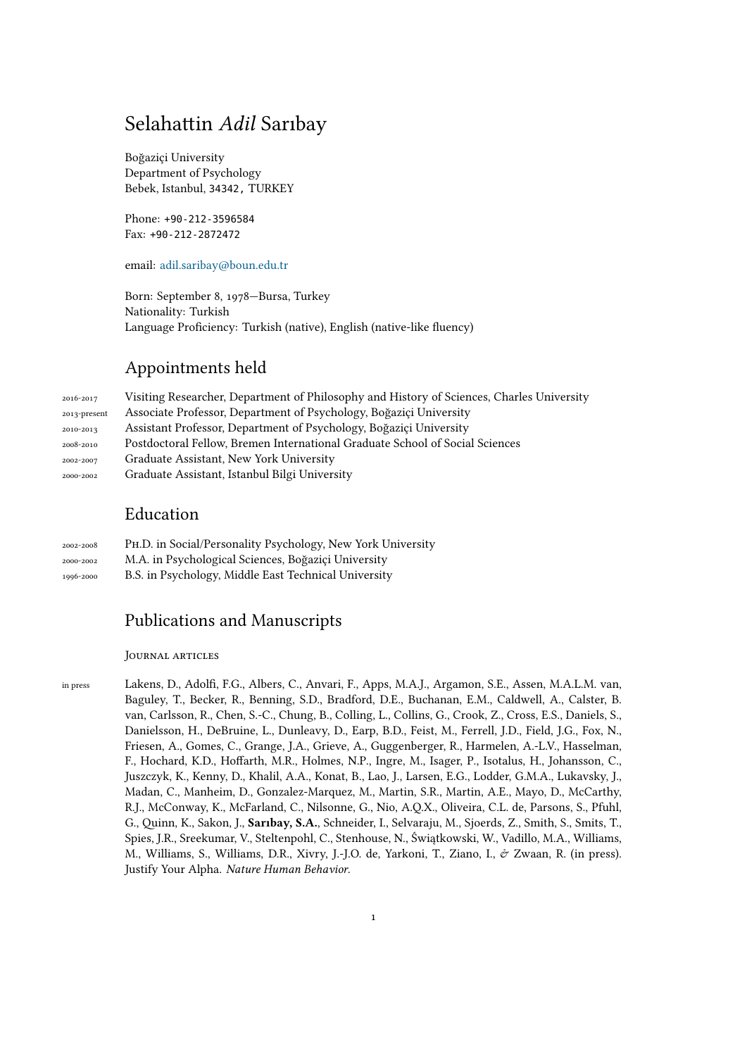# Selahattin *Adil* Sarıbay

Boğaziçi University
Department of Psychology
Bebek, Istanbul, 34342, TURKEY

Phone: +90-212-3596584
Fax: +90-212-2872472

email: adil.saribay@boun.edu.tr

Born: September 8, 1978—Bursa, Turkey
Nationality: Turkish
Language Proficiency: Turkish (native), English (native-like fluency)

## Appointments held

- 2016-2017 Visiting Researcher, Department of Philosophy and History of Sciences, Charles University
- 2013-present Associate Professor, Department of Psychology, Boğaziçi University
- 2010-2013 Assistant Professor, Department of Psychology, Boğaziçi University
- 2008-2010 Postdoctoral Fellow, Bremen International Graduate School of Social Sciences
- 2002-2007 Graduate Assistant, New York University
- 2000-2002 Graduate Assistant, Istanbul Bilgi University

## Education

- 2002-2008 Ph.D. in Social/Personality Psychology, New York University
- 2000-2002 M.A. in Psychological Sciences, Boğaziçi University
- 1996-2000 B.S. in Psychology, Middle East Technical University

## Publications and Manuscripts

### Journal articles

in press Lakens, D., Adolfi, F.G., Albers, C., Anvari, F., Apps, M.A.J., Argamon, S.E., Assen, M.A.L.M. van, Baguley, T., Becker, R., Benning, S.D., Bradford, D.E., Buchanan, E.M., Caldwell, A., Calster, B. van, Carlsson, R., Chen, S.-C., Chung, B., Colling, L., Collins, G., Crook, Z., Cross, E.S., Daniels, S., Danielsson, H., DeBruine, L., Dunleavy, D., Earp, B.D., Feist, M., Ferrell, J.D., Field, J.G., Fox, N., Friesen, A., Gomes, C., Grange, J.A., Grieve, A., Guggenberger, R., Harmelen, A.-L.V., Hasselman, F., Hochard, K.D., Hoffarth, M.R., Holmes, N.P., Ingre, M., Isager, P., Isotalus, H., Johansson, C., Juszczyk, K., Kenny, D., Khalil, A.A., Konat, B., Lao, J., Larsen, E.G., Lodder, G.M.A., Lukavsky, J., Madan, C., Manheim, D., Gonzalez-Marquez, M., Martin, S.R., Martin, A.E., Mayo, D., McCarthy, R.J., McConway, K., McFarland, C., Nilsonne, G., Nio, A.Q.X., Oliveira, C.L. de, Parsons, S., Pfuhl, G., Quinn, K., Sakon, J., **Sarıbay, S.A.**, Schneider, I., Selvaraju, M., Sjoerds, Z., Smith, S., Smits, T., Spies, J.R., Sreekumar, V., Steltenpohl, C., Stenhouse, N., Świątkowski, W., Vadillo, M.A., Williams, M., Williams, S., Williams, D.R., Xivry, J.-J.O. de, Yarkoni, T., Ziano, I., & Zwaan, R. (in press). Justify Your Alpha. *Nature Human Behavior.*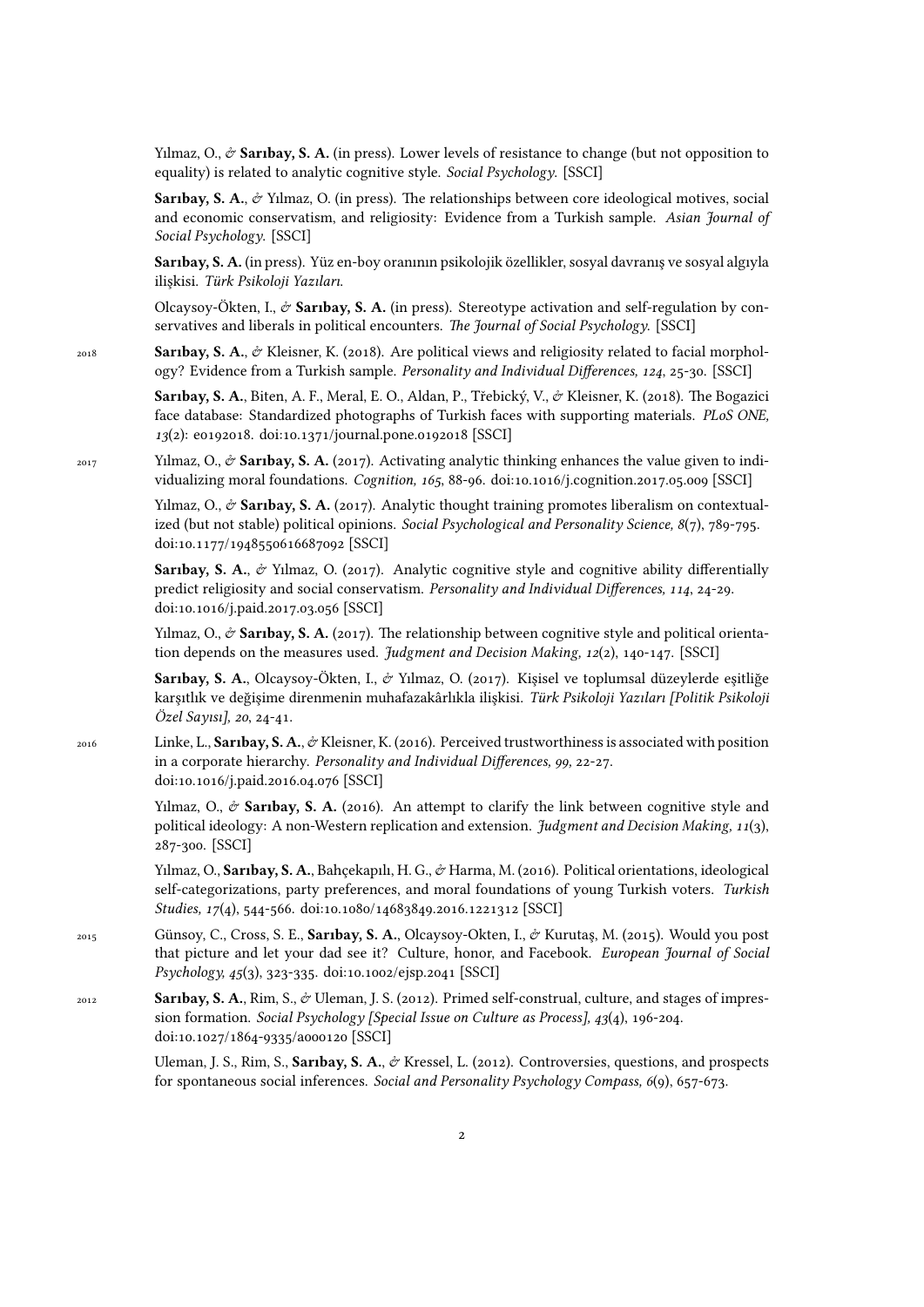Yılmaz, O., & **Sarıbay, S. A.** (in press). Lower levels of resistance to change (but not opposition to equality) is related to analytic cognitive style. *Social Psychology.* [SSCI]

**Sarıbay, S. A.**, & Yılmaz, O. (in press). The relationships between core ideological motives, social and economic conservatism, and religiosity: Evidence from a Turkish sample. *Asian Journal of Social Psychology.* [SSCI]

**Sarıbay, S. A.** (in press). Yüz en-boy oranının psikolojik özellikler, sosyal davranış ve sosyal algıyla ilişkisi. *Türk Psikoloji Yazıları.*

Olcaysoy-Ökten, I., & **Sarıbay, S. A.** (in press). Stereotype activation and self-regulation by conservatives and liberals in political encounters. *The Journal of Social Psychology.* [SSCI]

2018 **Sarıbay, S. A.**, & Kleisner, K. (2018). Are political views and religiosity related to facial morphology? Evidence from a Turkish sample. *Personality and Individual Differences, 124*, 25-30. [SSCI]

**Sarıbay, S. A.**, Biten, A. F., Meral, E. O., Aldan, P., Třebický, V., & Kleisner, K. (2018). The Bogazici face database: Standardized photographs of Turkish faces with supporting materials. *PLoS ONE, 13*(2): e0192018. doi:10.1371/journal.pone.0192018 [SSCI]

2017 Yılmaz, O., & **Sarıbay, S. A.** (2017). Activating analytic thinking enhances the value given to individualizing moral foundations. *Cognition, 165*, 88-96. doi:10.1016/j.cognition.2017.05.009 [SSCI]

Yılmaz, O., & **Sarıbay, S. A.** (2017). Analytic thought training promotes liberalism on contextualized (but not stable) political opinions. *Social Psychological and Personality Science, 8*(7), 789-795. doi:10.1177/1948550616687092 [SSCI]

**Sarıbay, S. A.**, & Yılmaz, O. (2017). Analytic cognitive style and cognitive ability differentially predict religiosity and social conservatism. *Personality and Individual Differences, 114*, 24-29. doi:10.1016/j.paid.2017.03.056 [SSCI]

Yılmaz, O., & **Sarıbay, S. A.** (2017). The relationship between cognitive style and political orientation depends on the measures used. *Judgment and Decision Making, 12*(2), 140-147. [SSCI]

**Sarıbay, S. A.**, Olcaysoy-Ökten, I., & Yılmaz, O. (2017). Kişisel ve toplumsal düzeylerde eşitliğe karşıtlık ve değişime direnmenin muhafazakârlıkla ilişkisi. *Türk Psikoloji Yazıları [Politik Psikoloji Özel Sayısı], 20*, 24-41.

2016 Linke, L., **Sarıbay, S. A.**, & Kleisner, K. (2016). Perceived trustworthiness is associated with position in a corporate hierarchy. *Personality and Individual Differences, 99*, 22-27. doi:10.1016/j.paid.2016.04.076 [SSCI]

Yılmaz, O., & **Sarıbay, S. A.** (2016). An attempt to clarify the link between cognitive style and political ideology: A non-Western replication and extension. *Judgment and Decision Making, 11*(3), 287-300. [SSCI]

Yılmaz, O., **Sarıbay, S. A.**, Bahçekapılı, H. G., & Harma, M. (2016). Political orientations, ideological self-categorizations, party preferences, and moral foundations of young Turkish voters. *Turkish Studies, 17*(4), 544-566. doi:10.1080/14683849.2016.1221312 [SSCI]

2015 Günsoy, C., Cross, S. E., **Sarıbay, S. A.**, Olcaysoy-Okten, I., & Kurutaş, M. (2015). Would you post that picture and let your dad see it? Culture, honor, and Facebook. *European Journal of Social Psychology, 45*(3), 323-335. doi:10.1002/ejsp.2041 [SSCI]

2012 **Sarıbay, S. A.**, Rim, S., & Uleman, J. S. (2012). Primed self-construal, culture, and stages of impression formation. *Social Psychology [Special Issue on Culture as Process], 43*(4), 196-204. doi:10.1027/1864-9335/a000120 [SSCI]

Uleman, J. S., Rim, S., **Sarıbay, S. A.**, & Kressel, L. (2012). Controversies, questions, and prospects for spontaneous social inferences. *Social and Personality Psychology Compass, 6*(9), 657-673.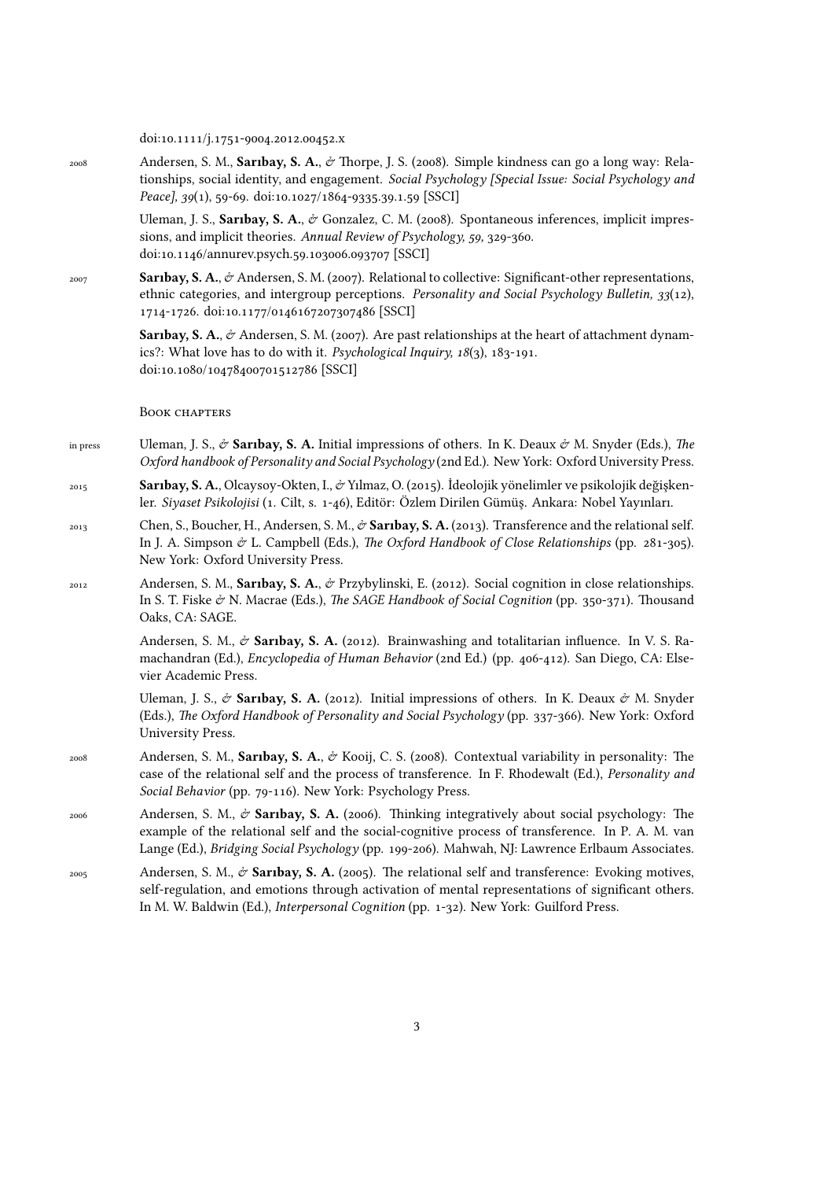doi:10.1111/j.1751-9004.2012.00452.x

2008 Andersen, S. M., **Sarıbay, S. A.**, & Thorpe, J. S. (2008). Simple kindness can go a long way: Relationships, social identity, and engagement. *Social Psychology [Special Issue: Social Psychology and Peace], 39*(1), 59-69. doi:10.1027/1864-9335.39.1.59 [SSCI]

Uleman, J. S., **Sarıbay, S. A.**, & Gonzalez, C. M. (2008). Spontaneous inferences, implicit impressions, and implicit theories. *Annual Review of Psychology, 59,* 329-360. doi:10.1146/annurev.psych.59.103006.093707 [SSCI]

2007 **Sarıbay, S. A.**, & Andersen, S. M. (2007). Relational to collective: Significant-other representations, ethnic categories, and intergroup perceptions. *Personality and Social Psychology Bulletin, 33*(12), 1714-1726. doi:10.1177/0146167207307486 [SSCI]

**Sarıbay, S. A.**, & Andersen, S. M. (2007). Are past relationships at the heart of attachment dynamics?: What love has to do with it. *Psychological Inquiry, 18*(3), 183-191. doi:10.1080/10478400701512786 [SSCI]

### Book chapters

in press Uleman, J. S., & **Sarıbay, S. A.** Initial impressions of others. In K. Deaux & M. Snyder (Eds.), *The Oxford handbook of Personality and Social Psychology* (2nd Ed.). New York: Oxford University Press.

2015 **Sarıbay, S. A.**, Olcaysoy-Okten, I., & Yılmaz, O. (2015). İdeolojik yönelimler ve psikolojik değişkenler. *Siyaset Psikolojisi* (1. Cilt, s. 1-46), Editör: Özlem Dirilen Gümüş. Ankara: Nobel Yayınları.

2013 Chen, S., Boucher, H., Andersen, S. M., & **Sarıbay, S. A.** (2013). Transference and the relational self. In J. A. Simpson & L. Campbell (Eds.), *The Oxford Handbook of Close Relationships* (pp. 281-305). New York: Oxford University Press.

2012 Andersen, S. M., **Sarıbay, S. A.**, & Przybylinski, E. (2012). Social cognition in close relationships. In S. T. Fiske & N. Macrae (Eds.), *The SAGE Handbook of Social Cognition* (pp. 350-371). Thousand Oaks, CA: SAGE.

Andersen, S. M., & **Sarıbay, S. A.** (2012). Brainwashing and totalitarian influence. In V. S. Ramachandran (Ed.), *Encyclopedia of Human Behavior* (2nd Ed.) (pp. 406-412). San Diego, CA: Elsevier Academic Press.

Uleman, J. S., & **Sarıbay, S. A.** (2012). Initial impressions of others. In K. Deaux & M. Snyder (Eds.), *The Oxford Handbook of Personality and Social Psychology* (pp. 337-366). New York: Oxford University Press.

2008 Andersen, S. M., **Sarıbay, S. A.**, & Kooij, C. S. (2008). Contextual variability in personality: The case of the relational self and the process of transference. In F. Rhodewalt (Ed.), *Personality and Social Behavior* (pp. 79-116). New York: Psychology Press.

2006 Andersen, S. M., & **Sarıbay, S. A.** (2006). Thinking integratively about social psychology: The example of the relational self and the social-cognitive process of transference. In P. A. M. van Lange (Ed.), *Bridging Social Psychology* (pp. 199-206). Mahwah, NJ: Lawrence Erlbaum Associates.

2005 Andersen, S. M., & **Sarıbay, S. A.** (2005). The relational self and transference: Evoking motives, self-regulation, and emotions through activation of mental representations of significant others. In M. W. Baldwin (Ed.), *Interpersonal Cognition* (pp. 1-32). New York: Guilford Press.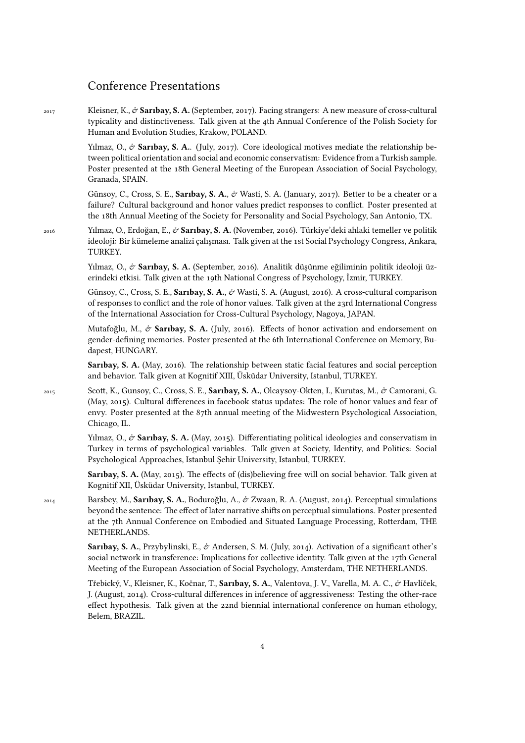## Conference Presentations

2017

Kleisner, K., & **Sarıbay, S. A.** (September, 2017). Facing strangers: A new measure of cross-cultural typicality and distinctiveness. Talk given at the 4th Annual Conference of the Polish Society for Human and Evolution Studies, Krakow, POLAND.

Yılmaz, O., & **Sarıbay, S. A.**. (July, 2017). Core ideological motives mediate the relationship between political orientation and social and economic conservatism: Evidence from a Turkish sample. Poster presented at the 18th General Meeting of the European Association of Social Psychology, Granada, SPAIN.

Günsoy, C., Cross, S. E., **Sarıbay, S. A.**, & Wasti, S. A. (January, 2017). Better to be a cheater or a failure? Cultural background and honor values predict responses to conflict. Poster presented at the 18th Annual Meeting of the Society for Personality and Social Psychology, San Antonio, TX.

2016

Yılmaz, O., Erdoğan, E., & **Sarıbay, S. A.** (November, 2016). Türkiye'deki ahlaki temeller ve politik ideoloji: Bir kümeleme analizi çalışması. Talk given at the 1st Social Psychology Congress, Ankara, TURKEY.

Yılmaz, O., & **Sarıbay, S. A.** (September, 2016). Analitik düşünme eğiliminin politik ideoloji üzerindeki etkisi. Talk given at the 19th National Congress of Psychology, İzmir, TURKEY.

Günsoy, C., Cross, S. E., **Sarıbay, S. A.**, & Wasti, S. A. (August, 2016). A cross-cultural comparison of responses to conflict and the role of honor values. Talk given at the 23rd International Congress of the International Association for Cross-Cultural Psychology, Nagoya, JAPAN.

Mutafoğlu, M., & **Sarıbay, S. A.** (July, 2016). Effects of honor activation and endorsement on gender-defining memories. Poster presented at the 6th International Conference on Memory, Budapest, HUNGARY.

**Sarıbay, S. A.** (May, 2016). The relationship between static facial features and social perception and behavior. Talk given at Kognitif XIII, Üsküdar University, Istanbul, TURKEY.

2015

Scott, K., Gunsoy, C., Cross, S. E., **Sarıbay, S. A.**, Olcaysoy-Okten, I., Kurutas, M., & Camorani, G. (May, 2015). Cultural differences in facebook status updates: The role of honor values and fear of envy. Poster presented at the 87th annual meeting of the Midwestern Psychological Association, Chicago, IL.

Yılmaz, O., & **Sarıbay, S. A.** (May, 2015). Differentiating political ideologies and conservatism in Turkey in terms of psychological variables. Talk given at Society, Identity, and Politics: Social Psychological Approaches, Istanbul Şehir University, Istanbul, TURKEY.

**Sarıbay, S. A.** (May, 2015). The effects of (dis)believing free will on social behavior. Talk given at Kognitif XII, Üsküdar University, Istanbul, TURKEY.

2014

Barsbey, M., **Sarıbay, S. A.**, Boduroğlu, A., & Zwaan, R. A. (August, 2014). Perceptual simulations beyond the sentence: The effect of later narrative shifts on perceptual simulations. Poster presented at the 7th Annual Conference on Embodied and Situated Language Processing, Rotterdam, THE NETHERLANDS.

**Sarıbay, S. A.**, Przybylinski, E., & Andersen, S. M. (July, 2014). Activation of a significant other's social network in transference: Implications for collective identity. Talk given at the 17th General Meeting of the European Association of Social Psychology, Amsterdam, THE NETHERLANDS.

Třebický, V., Kleisner, K., Kočnar, T., **Sarıbay, S. A.**, Valentova, J. V., Varella, M. A. C., & Havlíček, J. (August, 2014). Cross-cultural differences in inference of aggressiveness: Testing the other-race effect hypothesis. Talk given at the 22nd biennial international conference on human ethology, Belem, BRAZIL.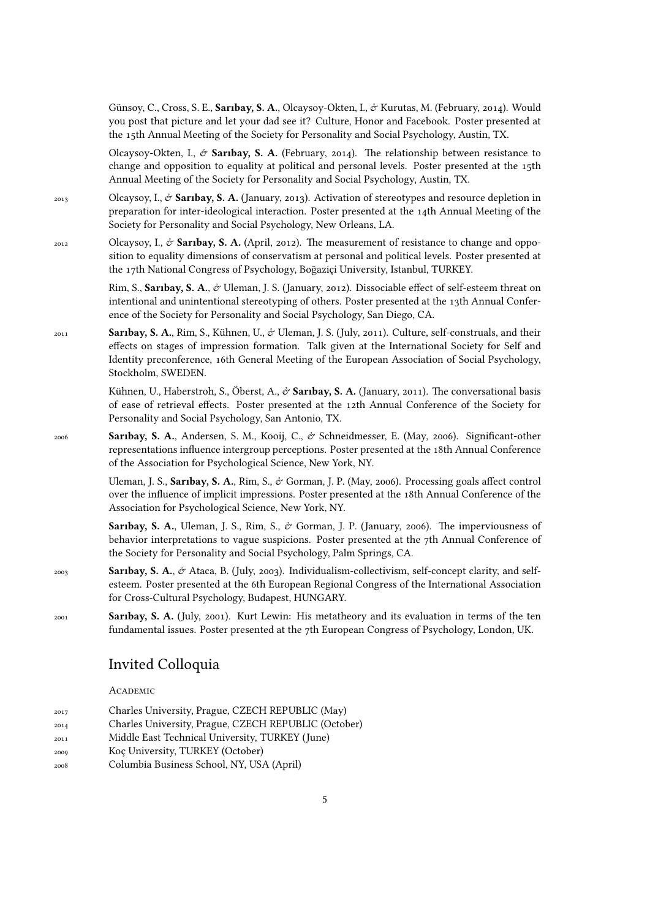Günsoy, C., Cross, S. E., **Sarıbay, S. A.**, Olcaysoy-Okten, I., & Kurutas, M. (February, 2014). Would you post that picture and let your dad see it? Culture, Honor and Facebook. Poster presented at the 15th Annual Meeting of the Society for Personality and Social Psychology, Austin, TX.

Olcaysoy-Okten, I., & **Sarıbay, S. A.** (February, 2014). The relationship between resistance to change and opposition to equality at political and personal levels. Poster presented at the 15th Annual Meeting of the Society for Personality and Social Psychology, Austin, TX.

2013 Olcaysoy, I., & **Sarıbay, S. A.** (January, 2013). Activation of stereotypes and resource depletion in preparation for inter-ideological interaction. Poster presented at the 14th Annual Meeting of the Society for Personality and Social Psychology, New Orleans, LA.

2012 Olcaysoy, I., & **Sarıbay, S. A.** (April, 2012). The measurement of resistance to change and opposition to equality dimensions of conservatism at personal and political levels. Poster presented at the 17th National Congress of Psychology, Boğaziçi University, Istanbul, TURKEY.

Rim, S., **Sarıbay, S. A.**, & Uleman, J. S. (January, 2012). Dissociable effect of self-esteem threat on intentional and unintentional stereotyping of others. Poster presented at the 13th Annual Conference of the Society for Personality and Social Psychology, San Diego, CA.

2011 **Sarıbay, S. A.**, Rim, S., Kühnen, U., & Uleman, J. S. (July, 2011). Culture, self-construals, and their effects on stages of impression formation. Talk given at the International Society for Self and Identity preconference, 16th General Meeting of the European Association of Social Psychology, Stockholm, SWEDEN.

Kühnen, U., Haberstroh, S., Öberst, A., & **Sarıbay, S. A.** (January, 2011). The conversational basis of ease of retrieval effects. Poster presented at the 12th Annual Conference of the Society for Personality and Social Psychology, San Antonio, TX.

2006 **Sarıbay, S. A.**, Andersen, S. M., Kooij, C., & Schneidmesser, E. (May, 2006). Significant-other representations influence intergroup perceptions. Poster presented at the 18th Annual Conference of the Association for Psychological Science, New York, NY.

Uleman, J. S., **Sarıbay, S. A.**, Rim, S., & Gorman, J. P. (May, 2006). Processing goals affect control over the influence of implicit impressions. Poster presented at the 18th Annual Conference of the Association for Psychological Science, New York, NY.

**Sarıbay, S. A.**, Uleman, J. S., Rim, S., & Gorman, J. P. (January, 2006). The imperviousness of behavior interpretations to vague suspicions. Poster presented at the 7th Annual Conference of the Society for Personality and Social Psychology, Palm Springs, CA.

2003 **Sarıbay, S. A.**, & Ataca, B. (July, 2003). Individualism-collectivism, self-concept clarity, and self-esteem. Poster presented at the 6th European Regional Congress of the International Association for Cross-Cultural Psychology, Budapest, HUNGARY.

2001 **Sarıbay, S. A.** (July, 2001). Kurt Lewin: His metatheory and its evaluation in terms of the ten fundamental issues. Poster presented at the 7th European Congress of Psychology, London, UK.

## Invited Colloquia

### Academic

2017 Charles University, Prague, CZECH REPUBLIC (May)
2014 Charles University, Prague, CZECH REPUBLIC (October)
2011 Middle East Technical University, TURKEY (June)
2009 Koç University, TURKEY (October)
2008 Columbia Business School, NY, USA (April)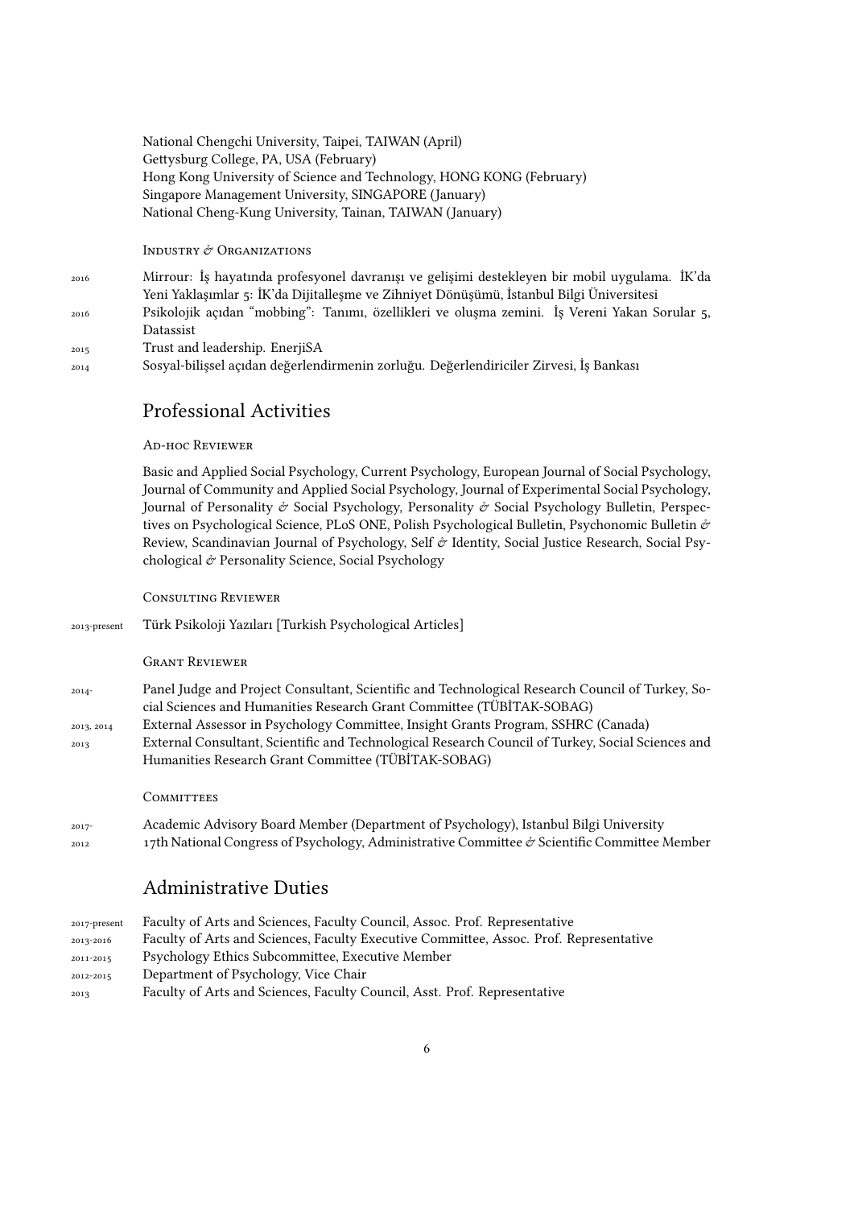National Chengchi University, Taipei, TAIWAN (April)
Gettysburg College, PA, USA (February)
Hong Kong University of Science and Technology, HONG KONG (February)
Singapore Management University, SINGAPORE (January)
National Cheng-Kung University, Tainan, TAIWAN (January)

### Industry & Organizations

- 2016 Mirrour: İş hayatında profesyonel davranışı ve gelişimi destekleyen bir mobil uygulama. İK'da Yeni Yaklaşımlar 5: İK'da Dijitalleşme ve Zihniyet Dönüşümü, İstanbul Bilgi Üniversitesi
- 2016 Psikolojik açıdan "mobbing": Tanımı, özellikleri ve oluşma zemini. İş Vereni Yakan Sorular 5, Datassist
- 2015 Trust and leadership. EnerjiSA
- 2014 Sosyal-bilişsel açıdan değerlendirmenin zorluğu. Değerlendiriciler Zirvesi, İş Bankası

## Professional Activities

### Ad-hoc Reviewer

Basic and Applied Social Psychology, Current Psychology, European Journal of Social Psychology, Journal of Community and Applied Social Psychology, Journal of Experimental Social Psychology, Journal of Personality & Social Psychology, Personality & Social Psychology Bulletin, Perspectives on Psychological Science, PLoS ONE, Polish Psychological Bulletin, Psychonomic Bulletin & Review, Scandinavian Journal of Psychology, Self & Identity, Social Justice Research, Social Psychological & Personality Science, Social Psychology

### Consulting Reviewer

- 2013-present Türk Psikoloji Yazıları [Turkish Psychological Articles]

### Grant Reviewer

- 2014- Panel Judge and Project Consultant, Scientific and Technological Research Council of Turkey, Social Sciences and Humanities Research Grant Committee (TÜBİTAK-SOBAG)
- 2013, 2014 External Assessor in Psychology Committee, Insight Grants Program, SSHRC (Canada)
- 2013 External Consultant, Scientific and Technological Research Council of Turkey, Social Sciences and Humanities Research Grant Committee (TÜBİTAK-SOBAG)

### Committees

- 2017- Academic Advisory Board Member (Department of Psychology), Istanbul Bilgi University
- 2012 17th National Congress of Psychology, Administrative Committee & Scientific Committee Member

## Administrative Duties

- 2017-present Faculty of Arts and Sciences, Faculty Council, Assoc. Prof. Representative
- 2013-2016 Faculty of Arts and Sciences, Faculty Executive Committee, Assoc. Prof. Representative
- 2011-2015 Psychology Ethics Subcommittee, Executive Member
- 2012-2015 Department of Psychology, Vice Chair
- 2013 Faculty of Arts and Sciences, Faculty Council, Asst. Prof. Representative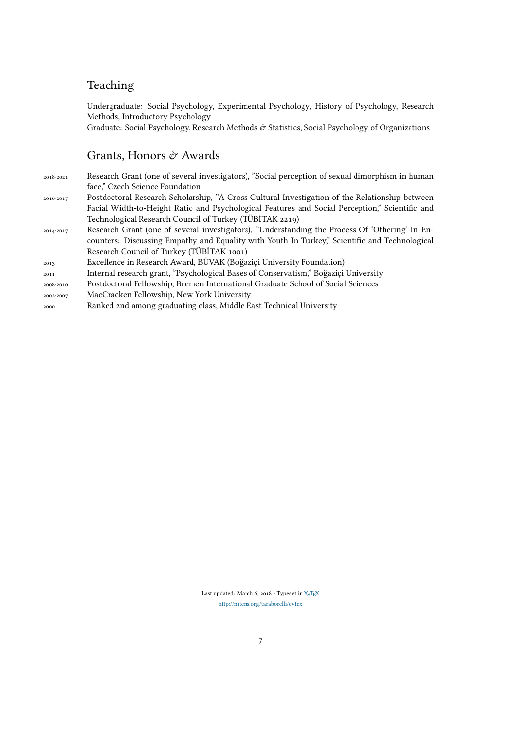## Teaching

Undergraduate: Social Psychology, Experimental Psychology, History of Psychology, Research Methods, Introductory Psychology
Graduate: Social Psychology, Research Methods & Statistics, Social Psychology of Organizations

## Grants, Honors & Awards

| | |
|---|---|
| 2018-2021 | Research Grant (one of several investigators), "Social perception of sexual dimorphism in human face," Czech Science Foundation |
| 2016-2017 | Postdoctoral Research Scholarship, "A Cross-Cultural Investigation of the Relationship between Facial Width-to-Height Ratio and Psychological Features and Social Perception," Scientific and Technological Research Council of Turkey (TÜBİTAK 2219) |
| 2014-2017 | Research Grant (one of several investigators), "Understanding the Process Of 'Othering' In Encounters: Discussing Empathy and Equality with Youth In Turkey," Scientific and Technological Research Council of Turkey (TÜBİTAK 1001) |
| 2013 | Excellence in Research Award, BÜVAK (Boğaziçi University Foundation) |
| 2011 | Internal research grant, "Psychological Bases of Conservatism," Boğaziçi University |
| 2008-2010 | Postdoctoral Fellowship, Bremen International Graduate School of Social Sciences |
| 2002-2007 | MacCracken Fellowship, New York University |
| 2000 | Ranked 2nd among graduating class, Middle East Technical University |

Last updated: March 6, 2018 • Typeset in XƎTEX
http://nitens.org/taraborelli/cvtex